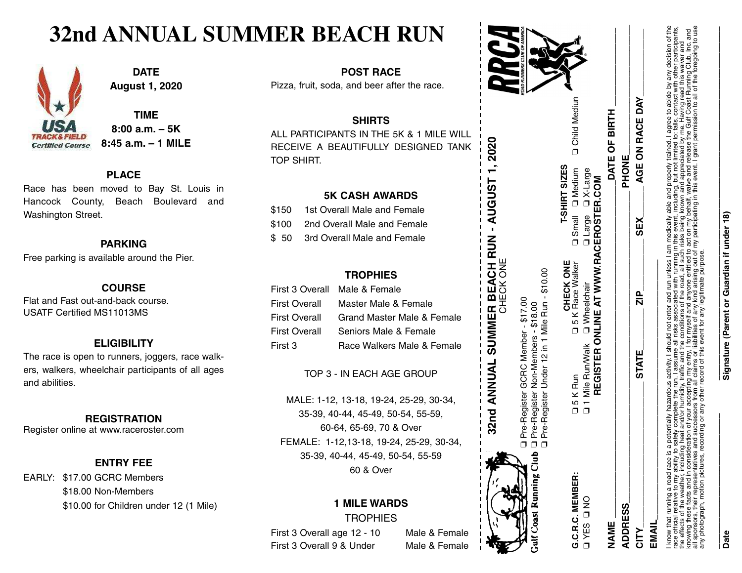# 32nd ANNUAL SUMMER BEACH RUN

USA TRACK & FIELD Certified Course

**DATE**
**August 1, 2020**

**TIME**
**8:00 a.m. – 5K**
**8:45 a.m. – 1 MILE**

### PLACE

Race has been moved to Bay St. Louis in Hancock County, Beach Boulevard and Washington Street.

### PARKING

Free parking is available around the Pier.

### COURSE

Flat and Fast out-and-back course.
USATF Certified MS11013MS

### ELIGIBILITY

The race is open to runners, joggers, race walkers, walkers, wheelchair participants of all ages and abilities.

### REGISTRATION

Register online at www.raceroster.com

### ENTRY FEE

EARLY: $17.00 GCRC Members
$18.00 Non-Members
$10.00 for Children under 12 (1 Mile)

### POST RACE

Pizza, fruit, soda, and beer after the race.

### SHIRTS

ALL PARTICIPANTS IN THE 5K & 1 MILE WILL RECEIVE A BEAUTIFULLY DESIGNED TANK TOP SHIRT.

### 5K CASH AWARDS

| | |
|---|---|
| $150 | 1st Overall Male and Female |
| $100 | 2nd Overall Male and Female |
| $ 50 | 3rd Overall Male and Female |

### TROPHIES

| | |
|---|---|
| First 3 Overall | Male & Female |
| First Overall | Master Male & Female |
| First Overall | Grand Master Male & Female |
| First Overall | Seniors Male & Female |
| First 3 | Race Walkers Male & Female |

TOP 3 - IN EACH AGE GROUP

MALE: 1-12, 13-18, 19-24, 25-29, 30-34, 35-39, 40-44, 45-49, 50-54, 55-59, 60-64, 65-69, 70 & Over
FEMALE: 1-12,13-18, 19-24, 25-29, 30-34, 35-39, 40-44, 45-49, 50-54, 55-59 60 & Over

### 1 MILE WARDS

TROPHIES

| | |
|---|---|
| First 3 Overall age 12 - 10 | Male & Female |
| First 3 Overall 9 & Under | Male & Female |

---

RRCA ROAD RUNNERS CLUB OF AMERICA

Gulf Coast Running Club

## 32nd ANNUAL SUMMER BEACH RUN - AUGUST 1, 2020

CHECK ONE

❑ Pre-Register GCRC Member - $17.00
❑ Pre-Register Non-Members - $18.00
❑ Pre-Register Under 12 in 1 Mile Run - $10.00

**CHECK ONE**
❑ 5 K Run ❑ 5 K Race Walker
❑ 1 Mile Run/Walk ❑ Wheelchair

**T-SHIRT SIZES**
❑ Small ❑ Medium ❑ Child Mediun
❑ Large ❑ X-Large

**REGISTER ONLINE AT WWW.RACEROSTER.COM**

**G.C.R.C. MEMBER:**
❑ YES ❑ NO

**NAME**\_\_\_\_\_\_\_\_\_\_\_\_\_\_\_\_\_\_\_\_ **DATE OF BIRTH**\_\_\_\_\_\_\_\_

**ADDRESS**\_\_\_\_\_\_\_\_\_\_\_\_\_\_\_\_\_\_\_\_ **PHONE**\_\_\_\_\_\_\_\_

**CITY**\_\_\_\_\_\_ **STATE**\_\_\_\_\_\_ **ZIP**\_\_\_\_\_\_ **SEX**\_\_\_\_\_\_ **AGE ON RACE DAY**\_\_\_\_\_\_

**EMAIL**\_\_\_\_\_\_\_\_\_\_\_\_\_\_\_\_\_\_\_\_

I know that running a road race is a potentially hazardous activity. I should not enter and run unless I am medically able and properly trained. I agree to abide by any decision of the race official relative to my ability to safely complete the run. I assume all risks associated with running in this event, including, but not limited to: falls, contact with other participants, the effects of the weather, including heat and/or humidity, traffic and the conditions of the road, all such risks being known and appreciated by me. Having read this waiver and knowing these facts and in consideration of your accepting my entry, I for myself and anyone entitled to act on my behalf, waive and release the Gulf Coast Running Club, Inc. and all sponsors, their representatives and successors from all claims or liabilities of any kind arising out of my participating in this event. I grant permission to all of the foregoing to use any photograph, motion pictures, recording or any other record of this event for any legitimate purpose.

\_\_\_\_\_\_\_\_\_\_\_\_\_\_\_\_\_\_\_\_
**Date**

\_\_\_\_\_\_\_\_\_\_\_\_\_\_\_\_\_\_\_\_
**Signature (Parent or Guardian if under 18)**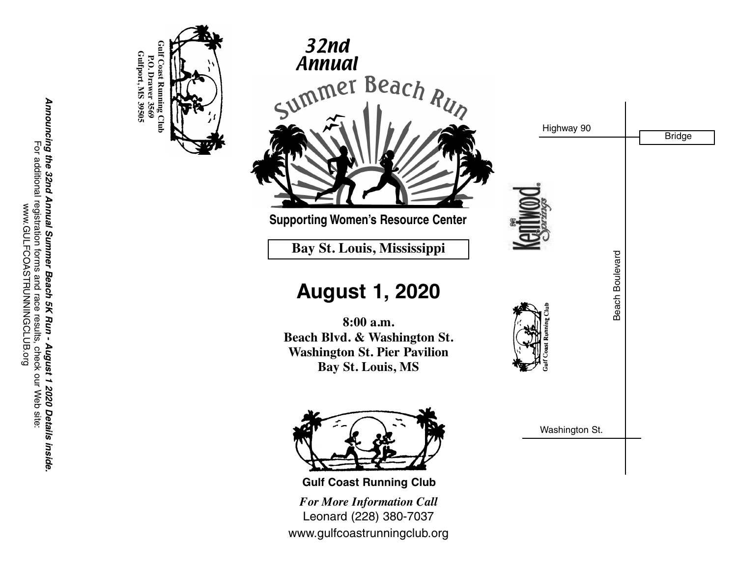*Announcing the 32nd Annual Summer Beach 5K Run - August 1 2020 Details inside.*

For additional registration forms and race results, check our Web site:
www.GULFCOASTRUNNINGCLUB.org

**Gulf Coast Running Club**
**P.O. Drawer 3569**
**Gulfport, MS 39505**

# 32nd Annual Summer Beach Run

**Supporting Women's Resource Center**

**Bay St. Louis, Mississippi**

## August 1, 2020

**8:00 a.m.**
**Beach Blvd. & Washington St.**
**Washington St. Pier Pavilion**
**Bay St. Louis, MS**

**Gulf Coast Running Club**

*For More Information Call*
Leonard (228) 380-7037
www.gulfcoastrunningclub.org

Highway 90

Bridge

Kenwood Springs

Gulf Coast Running Club

Beach Boulevard

Washington St.